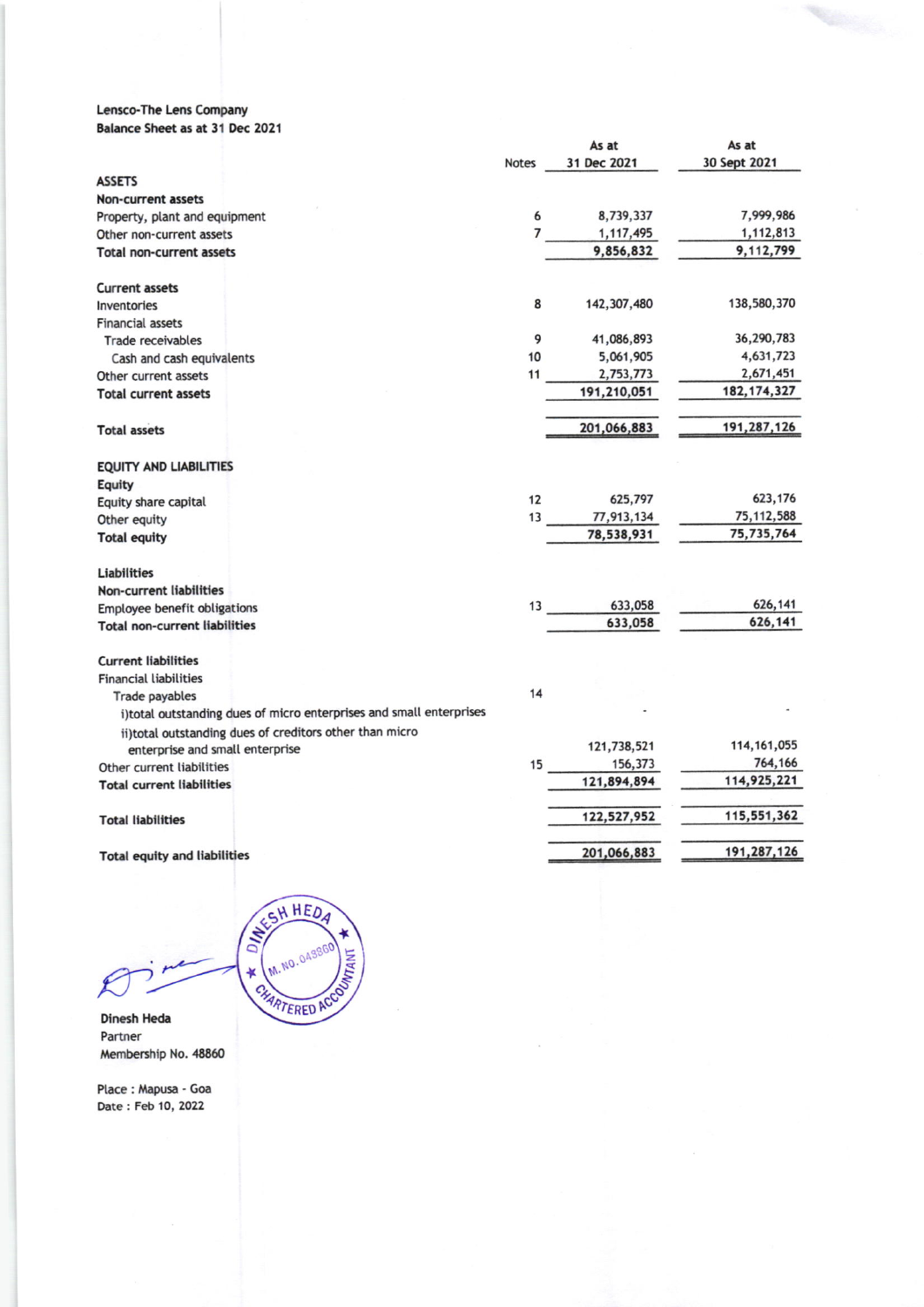**Lensco-The Lens Company**
**Balance Sheet as at 31 Dec 2021**

| | Notes | As at 31 Dec 2021 | As at 30 Sept 2021 |
|---|---|---|---|
| **ASSETS** | | | |
| **Non-current assets** | | | |
| Property, plant and equipment | 6 | 8,739,337 | 7,999,986 |
| Other non-current assets | 7 | 1,117,495 | 1,112,813 |
| **Total non-current assets** | | **9,856,832** | **9,112,799** |
| | | | |
| **Current assets** | | | |
| Inventories | 8 | 142,307,480 | 138,580,370 |
| Financial assets | | | |
| Trade receivables | 9 | 41,086,893 | 36,290,783 |
| Cash and cash equivalents | 10 | 5,061,905 | 4,631,723 |
| Other current assets | 11 | 2,753,773 | 2,671,451 |
| **Total current assets** | | **191,210,051** | **182,174,327** |
| | | | |
| **Total assets** | | **201,066,883** | **191,287,126** |
| | | | |
| **EQUITY AND LIABILITIES** | | | |
| **Equity** | | | |
| Equity share capital | 12 | 625,797 | 623,176 |
| Other equity | 13 | 77,913,134 | 75,112,588 |
| **Total equity** | | **78,538,931** | **75,735,764** |
| | | | |
| **Liabilities** | | | |
| **Non-current liabilities** | | | |
| Employee benefit obligations | 13 | 633,058 | 626,141 |
| **Total non-current liabilities** | | **633,058** | **626,141** |
| | | | |
| **Current liabilities** | | | |
| Financial liabilities | | | |
| Trade payables | 14 | | |
| i)total outstanding dues of micro enterprises and small enterprises | | - | - |
| ii)total outstanding dues of creditors other than micro enterprise and small enterprise | | 121,738,521 | 114,161,055 |
| Other current liabilities | 15 | 156,373 | 764,166 |
| **Total current liabilities** | | **121,894,894** | **114,925,221** |
| | | | |
| **Total liabilities** | | **122,527,952** | **115,551,362** |
| | | | |
| **Total equity and liabilities** | | **201,066,883** | **191,287,126** |

DINESH HEDA
M. NO. 048860
CHARTERED ACCOUNTANT

**Dinesh Heda**
Partner
Membership No. 48860

Place : Mapusa - Goa
Date : Feb 10, 2022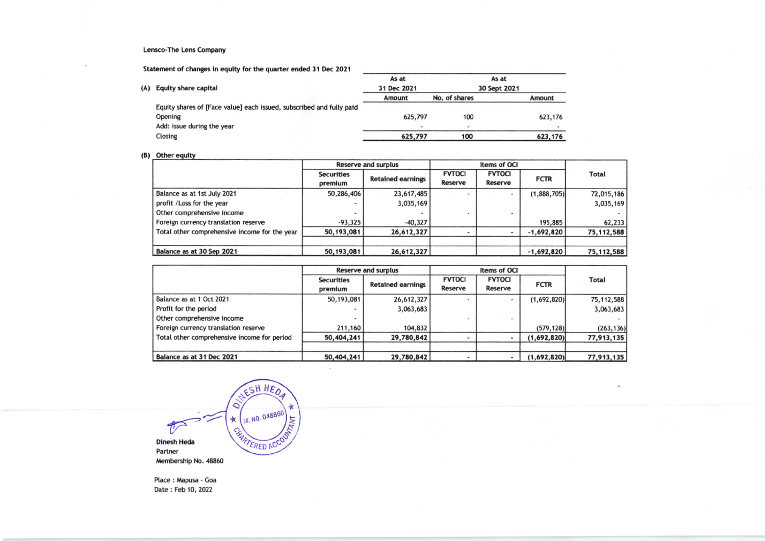Lensco-The Lens Company

Statement of changes in equity for the quarter ended 31 Dec 2021

**(A) Equity share capital**

| | As at 31 Dec 2021 | As at 30 Sept 2021 | |
|---|---|---|---|
| | Amount | No. of shares | Amount |
| Equity shares of [Face value] each issued, subscribed and fully paid | | | |
| Opening | 625,797 | 100 | 623,176 |
| Add: issue during the year | - | - | - |
| Closing | 625,797 | 100 | 623,176 |

**(B) Other equity**

| | Reserve and surplus | | Items of OCI | | | Total |
|---|---|---|---|---|---|---|
| | Securities premium | Retained earnings | FVTOCI Reserve | FVTOCI Reserve | FCTR | |
| Balance as at 1st July 2021 | 50,286,406 | 23,617,485 | - | - | (1,888,705) | 72,015,186 |
| profit /Loss for the year | - | 3,035,169 | | | | 3,035,169 |
| Other comprehensive income | - | - | - | - | | - |
| Foreign currency translation reserve | -93,325 | -40,327 | | | 195,885 | 62,233 |
| Total other comprehensive income for the year | 50,193,081 | 26,612,327 | - | - | -1,692,820 | 75,112,588 |
| | | | | | | |
| Balance as at 30 Sep 2021 | 50,193,081 | 26,612,327 | | | -1,692,820 | 75,112,588 |

| | Reserve and surplus | | Items of OCI | | | Total |
|---|---|---|---|---|---|---|
| | Securities premium | Retained earnings | FVTOCI Reserve | FVTOCI Reserve | FCTR | |
| Balance as at 1 Oct 2021 | 50,193,081 | 26,612,327 | - | - | (1,692,820) | 75,112,588 |
| Profit for the period | - | 3,063,683 | | | | 3,063,683 |
| Other comprehensive income | - | | - | - | | - |
| Foreign currency translation reserve | 211,160 | 104,832 | | | (579,128) | (263,136) |
| Total other comprehensive income for period | 50,404,241 | 29,780,842 | - | - | (1,692,820) | 77,913,135 |
| | | | | | | |
| Balance as at 31 Dec 2021 | 50,404,241 | 29,780,842 | - | - | (1,692,820) | 77,913,135 |

DINESH HEDA
M. NO. 048860
CHARTERED ACCOUNTANT

**Dinesh Heda**
Partner
Membership No. 48860

Place : Mapusa - Goa
Date : Feb 10, 2022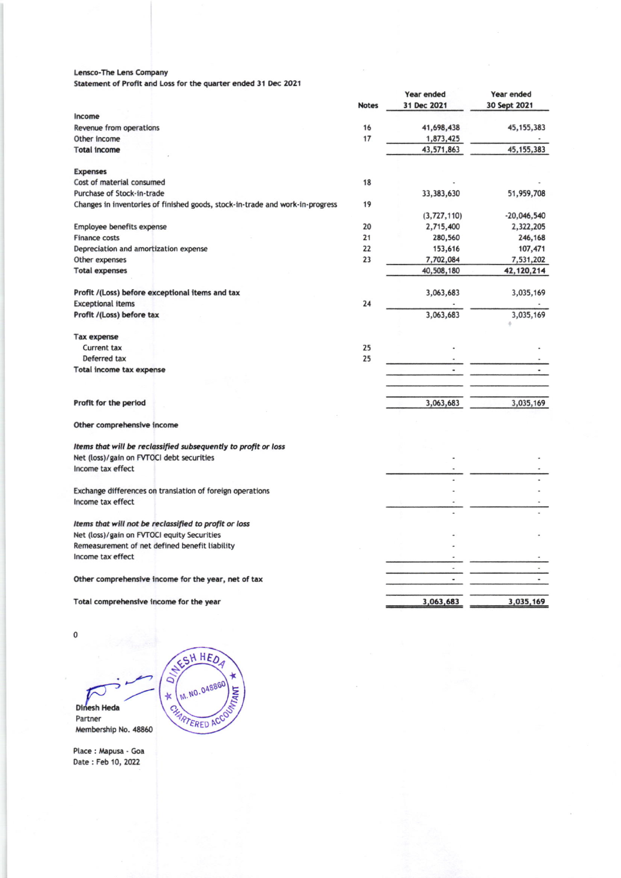Lensco-The Lens Company

Statement of Profit and Loss for the quarter ended 31 Dec 2021

| | Notes | Year ended 31 Dec 2021 | Year ended 30 Sept 2021 |
|---|---|---|---|
| **Income** | | | |
| Revenue from operations | 16 | 41,698,438 | 45,155,383 |
| Other income | 17 | 1,873,425 | - |
| **Total income** | | 43,571,863 | 45,155,383 |
| | | | |
| **Expenses** | | | |
| Cost of material consumed | 18 | - | - |
| Purchase of Stock-in-trade | | 33,383,630 | 51,959,708 |
| Changes in inventories of finished goods, stock-in-trade and work-in-progress | 19 | (3,727,110) | -20,046,540 |
| Employee benefits expense | 20 | 2,715,400 | 2,322,205 |
| Finance costs | 21 | 280,560 | 246,168 |
| Depreciation and amortization expense | 22 | 153,616 | 107,471 |
| Other expenses | 23 | 7,702,084 | 7,531,202 |
| **Total expenses** | | 40,508,180 | 42,120,214 |
| | | | |
| **Profit /(Loss) before exceptional items and tax** | | 3,063,683 | 3,035,169 |
| Exceptional items | 24 | - | - |
| **Profit /(Loss) before tax** | | 3,063,683 | 3,035,169 |
| | | | |
| **Tax expense** | | | |
| Current tax | 25 | - | - |
| Deferred tax | 25 | - | - |
| **Total income tax expense** | | - | - |
| | | | |
| **Profit for the period** | | 3,063,683 | 3,035,169 |
| | | | |
| **Other comprehensive income** | | | |
| | | | |
| ***Items that will be reclassified subsequently to profit or loss*** | | | |
| Net (loss)/gain on FVTOCI debt securities | | - | - |
| Income tax effect | | - | - |
| | | - | - |
| Exchange differences on translation of foreign operations | | - | - |
| Income tax effect | | - | - |
| | | - | - |
| ***Items that will not be reclassified to profit or loss*** | | | |
| Net (loss)/gain on FVTOCI equity Securities | | - | - |
| Remeasurement of net defined benefit liability | | - | |
| Income tax effect | | - | - |
| | | - | - |
| **Other comprehensive income for the year, net of tax** | | - | - |
| | | | |
| **Total comprehensive income for the year** | | 3,063,683 | 3,035,169 |

0

Dinesh Heda
Partner
Membership No. 48860

Place : Mapusa - Goa
Date : Feb 10, 2022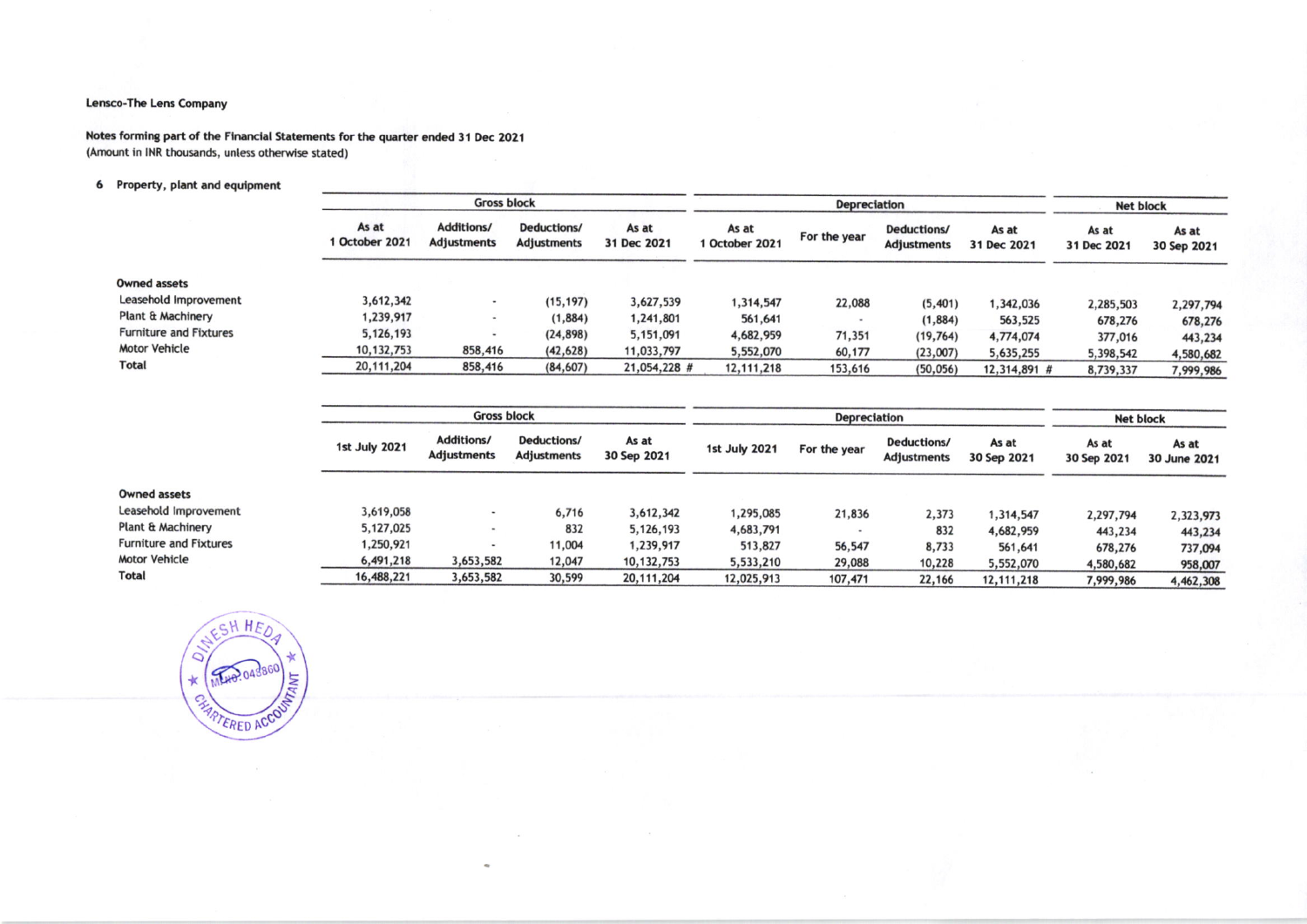Lensco-The Lens Company

**Notes forming part of the Financial Statements for the quarter ended 31 Dec 2021**
(Amount in INR thousands, unless otherwise stated)

**6 Property, plant and equipment**

| | Gross block | | | | Depreciation | | | | Net block | |
|---|---|---|---|---|---|---|---|---|---|---|
| | As at 1 October 2021 | Additions/ Adjustments | Deductions/ Adjustments | As at 31 Dec 2021 | As at 1 October 2021 | For the year | Deductions/ Adjustments | As at 31 Dec 2021 | As at 31 Dec 2021 | As at 30 Sep 2021 |
| **Owned assets** | | | | | | | | | | |
| Leasehold Improvement | 3,612,342 | - | (15,197) | 3,627,539 | 1,314,547 | 22,088 | (5,401) | 1,342,036 | 2,285,503 | 2,297,794 |
| Plant & Machinery | 1,239,917 | - | (1,884) | 1,241,801 | 561,641 | - | (1,884) | 563,525 | 678,276 | 678,276 |
| Furniture and Fixtures | 5,126,193 | - | (24,898) | 5,151,091 | 4,682,959 | 71,351 | (19,764) | 4,774,074 | 377,016 | 443,234 |
| Motor Vehicle | 10,132,753 | 858,416 | (42,628) | 11,033,797 | 5,552,070 | 60,177 | (23,007) | 5,635,255 | 5,398,542 | 4,580,682 |
| **Total** | 20,111,204 | 858,416 | (84,607) | 21,054,228 # | 12,111,218 | 153,616 | (50,056) | 12,314,891 # | 8,739,337 | 7,999,986 |

| | Gross block | | | | Depreciation | | | | Net block | |
|---|---|---|---|---|---|---|---|---|---|---|
| | 1st July 2021 | Additions/ Adjustments | Deductions/ Adjustments | As at 30 Sep 2021 | 1st July 2021 | For the year | Deductions/ Adjustments | As at 30 Sep 2021 | As at 30 Sep 2021 | As at 30 June 2021 |
| **Owned assets** | | | | | | | | | | |
| Leasehold Improvement | 3,619,058 | - | 6,716 | 3,612,342 | 1,295,085 | 21,836 | 2,373 | 1,314,547 | 2,297,794 | 2,323,973 |
| Plant & Machinery | 5,127,025 | - | 832 | 5,126,193 | 4,683,791 | - | 832 | 4,682,959 | 443,234 | 443,234 |
| Furniture and Fixtures | 1,250,921 | - | 11,004 | 1,239,917 | 513,827 | 56,547 | 8,733 | 561,641 | 678,276 | 737,094 |
| Motor Vehicle | 6,491,218 | 3,653,582 | 12,047 | 10,132,753 | 5,533,210 | 29,088 | 10,228 | 5,552,070 | 4,580,682 | 958,007 |
| **Total** | 16,488,221 | 3,653,582 | 30,599 | 20,111,204 | 12,025,913 | 107,471 | 22,166 | 12,111,218 | 7,999,986 | 4,462,308 |

DINESH HEDA
M.No. 043860
CHARTERED ACCOUNTANT